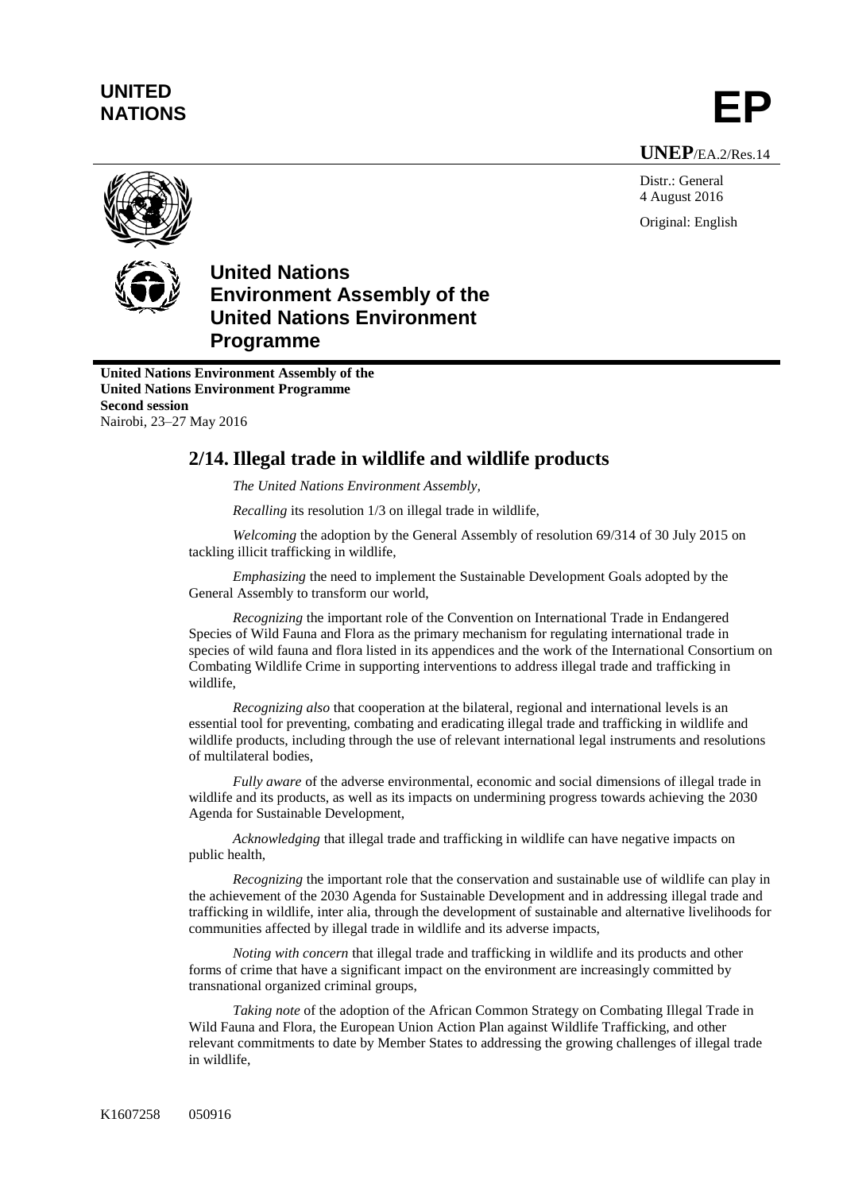**UNITED NATIONS**

# EP

**UNEP**/EA.2/Res.14

Distr.: General
4 August 2016

Original: English

**United Nations Environment Assembly of the United Nations Environment Programme**

**United Nations Environment Assembly of the United Nations Environment Programme**
**Second session**
Nairobi, 23–27 May 2016

## 2/14. Illegal trade in wildlife and wildlife products

*The United Nations Environment Assembly,*

*Recalling* its resolution 1/3 on illegal trade in wildlife,

*Welcoming* the adoption by the General Assembly of resolution 69/314 of 30 July 2015 on tackling illicit trafficking in wildlife,

*Emphasizing* the need to implement the Sustainable Development Goals adopted by the General Assembly to transform our world,

*Recognizing* the important role of the Convention on International Trade in Endangered Species of Wild Fauna and Flora as the primary mechanism for regulating international trade in species of wild fauna and flora listed in its appendices and the work of the International Consortium on Combating Wildlife Crime in supporting interventions to address illegal trade and trafficking in wildlife,

*Recognizing also* that cooperation at the bilateral, regional and international levels is an essential tool for preventing, combating and eradicating illegal trade and trafficking in wildlife and wildlife products, including through the use of relevant international legal instruments and resolutions of multilateral bodies,

*Fully aware* of the adverse environmental, economic and social dimensions of illegal trade in wildlife and its products, as well as its impacts on undermining progress towards achieving the 2030 Agenda for Sustainable Development,

*Acknowledging* that illegal trade and trafficking in wildlife can have negative impacts on public health,

*Recognizing* the important role that the conservation and sustainable use of wildlife can play in the achievement of the 2030 Agenda for Sustainable Development and in addressing illegal trade and trafficking in wildlife, inter alia, through the development of sustainable and alternative livelihoods for communities affected by illegal trade in wildlife and its adverse impacts,

*Noting with concern* that illegal trade and trafficking in wildlife and its products and other forms of crime that have a significant impact on the environment are increasingly committed by transnational organized criminal groups,

*Taking note* of the adoption of the African Common Strategy on Combating Illegal Trade in Wild Fauna and Flora, the European Union Action Plan against Wildlife Trafficking, and other relevant commitments to date by Member States to addressing the growing challenges of illegal trade in wildlife,

K1607258 050916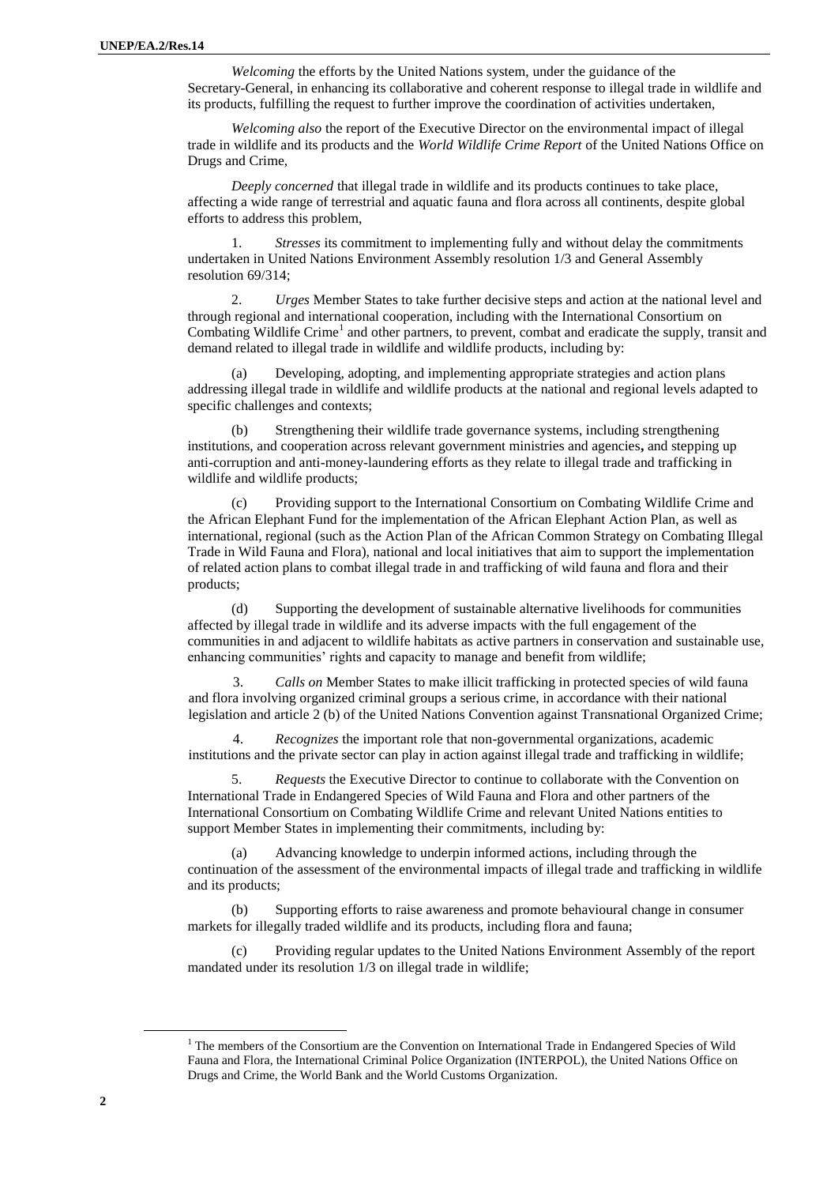*Welcoming* the efforts by the United Nations system, under the guidance of the Secretary-General, in enhancing its collaborative and coherent response to illegal trade in wildlife and its products, fulfilling the request to further improve the coordination of activities undertaken,

*Welcoming also* the report of the Executive Director on the environmental impact of illegal trade in wildlife and its products and the *World Wildlife Crime Report* of the United Nations Office on Drugs and Crime,

*Deeply concerned* that illegal trade in wildlife and its products continues to take place, affecting a wide range of terrestrial and aquatic fauna and flora across all continents, despite global efforts to address this problem,

1. *Stresses* its commitment to implementing fully and without delay the commitments undertaken in United Nations Environment Assembly resolution 1/3 and General Assembly resolution 69/314;

2. *Urges* Member States to take further decisive steps and action at the national level and through regional and international cooperation, including with the International Consortium on Combating Wildlife Crime[1] and other partners, to prevent, combat and eradicate the supply, transit and demand related to illegal trade in wildlife and wildlife products, including by:

(a) Developing, adopting, and implementing appropriate strategies and action plans addressing illegal trade in wildlife and wildlife products at the national and regional levels adapted to specific challenges and contexts;

(b) Strengthening their wildlife trade governance systems, including strengthening institutions, and cooperation across relevant government ministries and agencies**,** and stepping up anti-corruption and anti-money-laundering efforts as they relate to illegal trade and trafficking in wildlife and wildlife products;

(c) Providing support to the International Consortium on Combating Wildlife Crime and the African Elephant Fund for the implementation of the African Elephant Action Plan, as well as international, regional (such as the Action Plan of the African Common Strategy on Combating Illegal Trade in Wild Fauna and Flora), national and local initiatives that aim to support the implementation of related action plans to combat illegal trade in and trafficking of wild fauna and flora and their products;

(d) Supporting the development of sustainable alternative livelihoods for communities affected by illegal trade in wildlife and its adverse impacts with the full engagement of the communities in and adjacent to wildlife habitats as active partners in conservation and sustainable use, enhancing communities' rights and capacity to manage and benefit from wildlife;

3. *Calls on* Member States to make illicit trafficking in protected species of wild fauna and flora involving organized criminal groups a serious crime, in accordance with their national legislation and article 2 (b) of the United Nations Convention against Transnational Organized Crime;

4. *Recognizes* the important role that non-governmental organizations, academic institutions and the private sector can play in action against illegal trade and trafficking in wildlife;

5. *Requests* the Executive Director to continue to collaborate with the Convention on International Trade in Endangered Species of Wild Fauna and Flora and other partners of the International Consortium on Combating Wildlife Crime and relevant United Nations entities to support Member States in implementing their commitments, including by:

(a) Advancing knowledge to underpin informed actions, including through the continuation of the assessment of the environmental impacts of illegal trade and trafficking in wildlife and its products;

(b) Supporting efforts to raise awareness and promote behavioural change in consumer markets for illegally traded wildlife and its products, including flora and fauna;

(c) Providing regular updates to the United Nations Environment Assembly of the report mandated under its resolution 1/3 on illegal trade in wildlife;

[1] The members of the Consortium are the Convention on International Trade in Endangered Species of Wild Fauna and Flora, the International Criminal Police Organization (INTERPOL), the United Nations Office on Drugs and Crime, the World Bank and the World Customs Organization.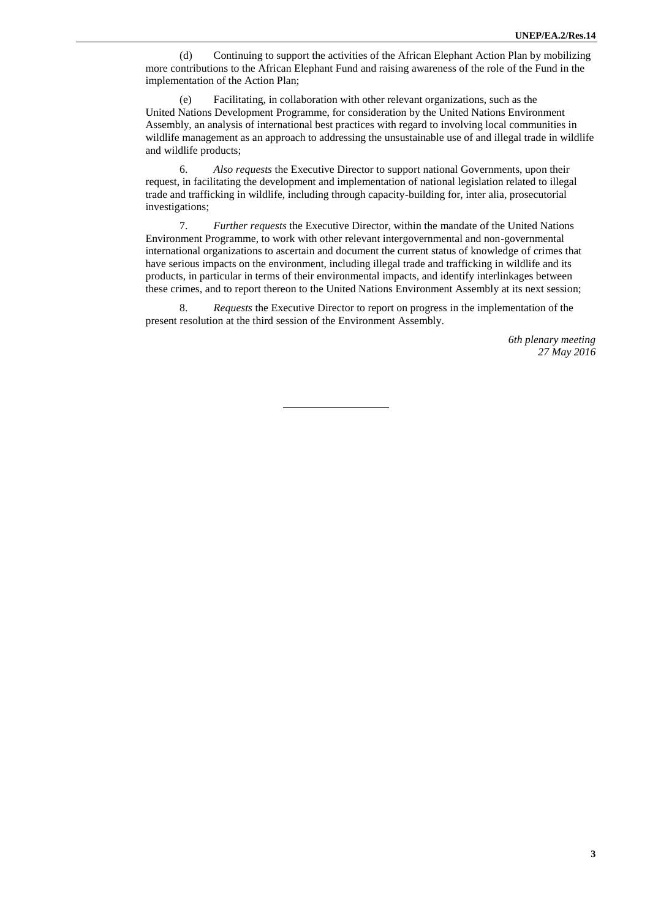(d) Continuing to support the activities of the African Elephant Action Plan by mobilizing more contributions to the African Elephant Fund and raising awareness of the role of the Fund in the implementation of the Action Plan;

(e) Facilitating, in collaboration with other relevant organizations, such as the United Nations Development Programme, for consideration by the United Nations Environment Assembly, an analysis of international best practices with regard to involving local communities in wildlife management as an approach to addressing the unsustainable use of and illegal trade in wildlife and wildlife products;

6. *Also requests* the Executive Director to support national Governments, upon their request, in facilitating the development and implementation of national legislation related to illegal trade and trafficking in wildlife, including through capacity-building for, inter alia, prosecutorial investigations;

7. *Further requests* the Executive Director, within the mandate of the United Nations Environment Programme, to work with other relevant intergovernmental and non-governmental international organizations to ascertain and document the current status of knowledge of crimes that have serious impacts on the environment, including illegal trade and trafficking in wildlife and its products, in particular in terms of their environmental impacts, and identify interlinkages between these crimes, and to report thereon to the United Nations Environment Assembly at its next session;

8. *Requests* the Executive Director to report on progress in the implementation of the present resolution at the third session of the Environment Assembly.

*6th plenary meeting*
*27 May 2016*